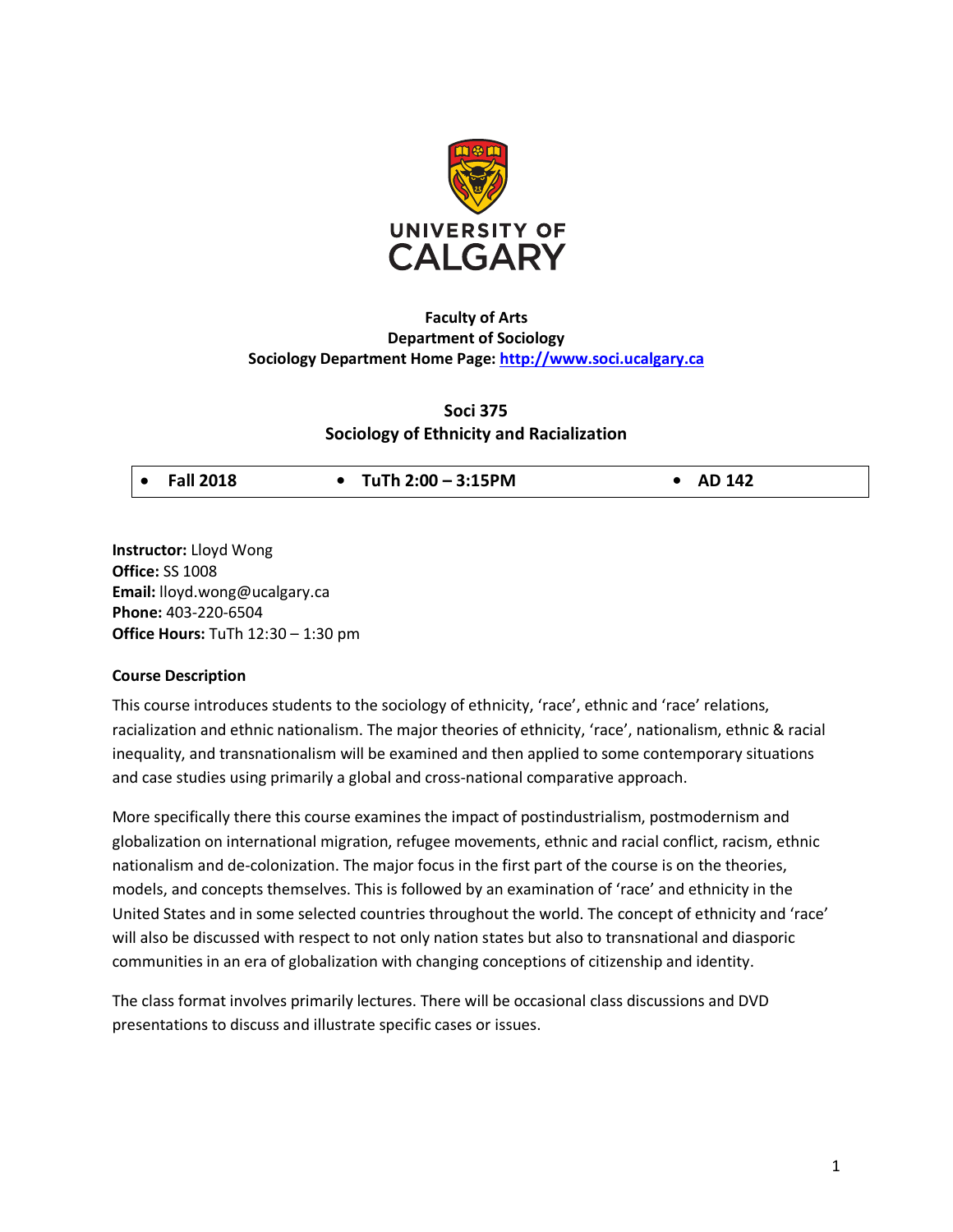**Faculty of Arts**
**Department of Sociology**
**Sociology Department Home Page: [http://www.soci.ucalgary.ca](http://www.soci.ucalgary.ca)**

# Soci 375
## Sociology of Ethnicity and Racialization

- **Fall 2018**
- **TuTh 2:00 – 3:15PM**
- **AD 142**

**Instructor:** Lloyd Wong
**Office:** SS 1008
**Email:** lloyd.wong@ucalgary.ca
**Phone:** 403-220-6504
**Office Hours:** TuTh 12:30 – 1:30 pm

### Course Description

This course introduces students to the sociology of ethnicity, 'race', ethnic and 'race' relations, racialization and ethnic nationalism. The major theories of ethnicity, 'race', nationalism, ethnic & racial inequality, and transnationalism will be examined and then applied to some contemporary situations and case studies using primarily a global and cross-national comparative approach.

More specifically there this course examines the impact of postindustrialism, postmodernism and globalization on international migration, refugee movements, ethnic and racial conflict, racism, ethnic nationalism and de-colonization. The major focus in the first part of the course is on the theories, models, and concepts themselves. This is followed by an examination of 'race' and ethnicity in the United States and in some selected countries throughout the world. The concept of ethnicity and 'race' will also be discussed with respect to not only nation states but also to transnational and diasporic communities in an era of globalization with changing conceptions of citizenship and identity.

The class format involves primarily lectures. There will be occasional class discussions and DVD presentations to discuss and illustrate specific cases or issues.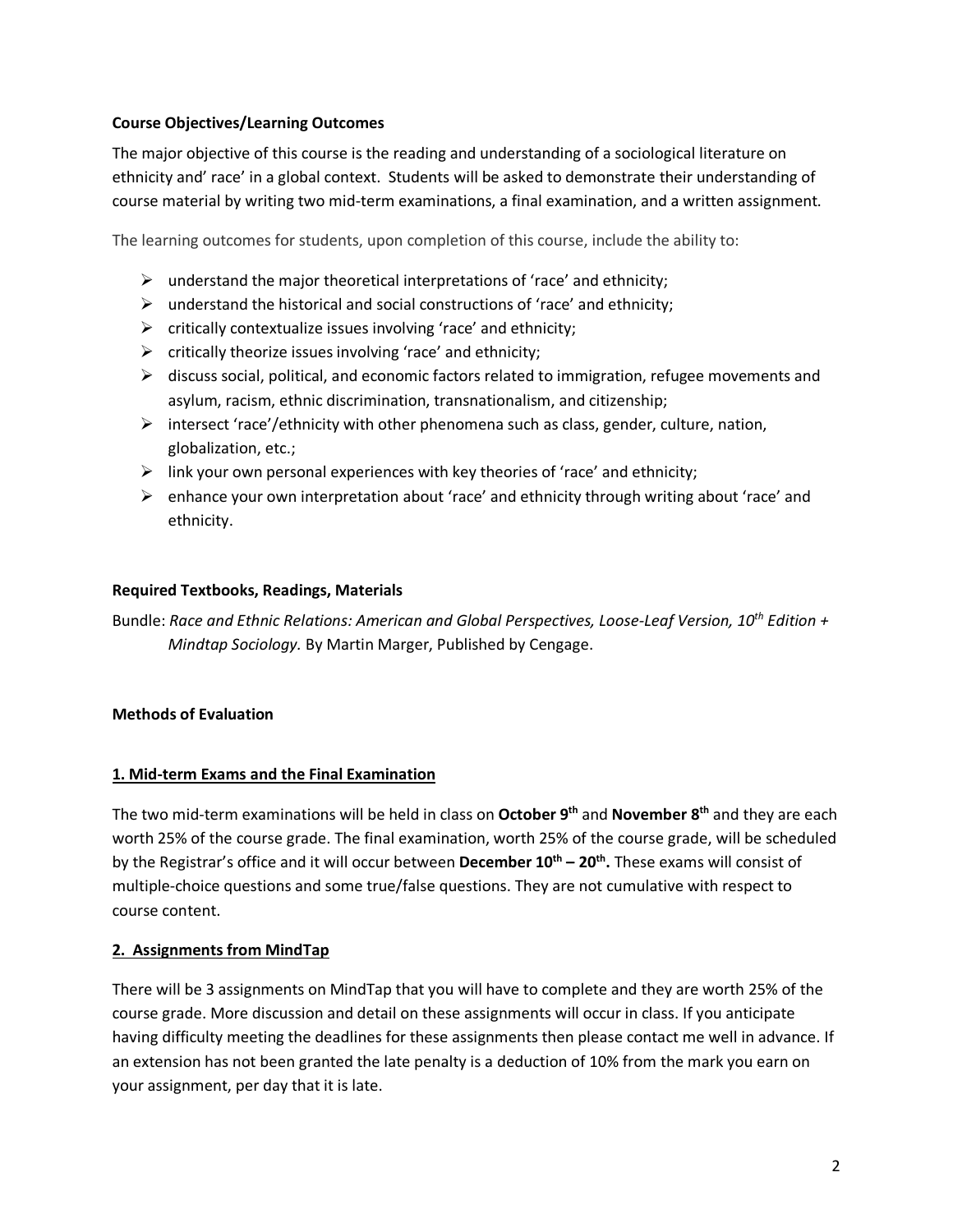**Course Objectives/Learning Outcomes**

The major objective of this course is the reading and understanding of a sociological literature on ethnicity and' race' in a global context. Students will be asked to demonstrate their understanding of course material by writing two mid-term examinations, a final examination, and a written assignment.

The learning outcomes for students, upon completion of this course, include the ability to:

- understand the major theoretical interpretations of 'race' and ethnicity;
- understand the historical and social constructions of 'race' and ethnicity;
- critically contextualize issues involving 'race' and ethnicity;
- critically theorize issues involving 'race' and ethnicity;
- discuss social, political, and economic factors related to immigration, refugee movements and asylum, racism, ethnic discrimination, transnationalism, and citizenship;
- intersect 'race'/ethnicity with other phenomena such as class, gender, culture, nation, globalization, etc.;
- link your own personal experiences with key theories of 'race' and ethnicity;
- enhance your own interpretation about 'race' and ethnicity through writing about 'race' and ethnicity.

**Required Textbooks, Readings, Materials**

Bundle: *Race and Ethnic Relations: American and Global Perspectives, Loose-Leaf Version, 10th Edition + Mindtap Sociology.* By Martin Marger, Published by Cengage.

**Methods of Evaluation**

**1. Mid-term Exams and the Final Examination**

The two mid-term examinations will be held in class on **October 9th** and **November 8th** and they are each worth 25% of the course grade. The final examination, worth 25% of the course grade, will be scheduled by the Registrar's office and it will occur between **December 10th – 20th.** These exams will consist of multiple-choice questions and some true/false questions. They are not cumulative with respect to course content.

**2. Assignments from MindTap**

There will be 3 assignments on MindTap that you will have to complete and they are worth 25% of the course grade. More discussion and detail on these assignments will occur in class. If you anticipate having difficulty meeting the deadlines for these assignments then please contact me well in advance. If an extension has not been granted the late penalty is a deduction of 10% from the mark you earn on your assignment, per day that it is late.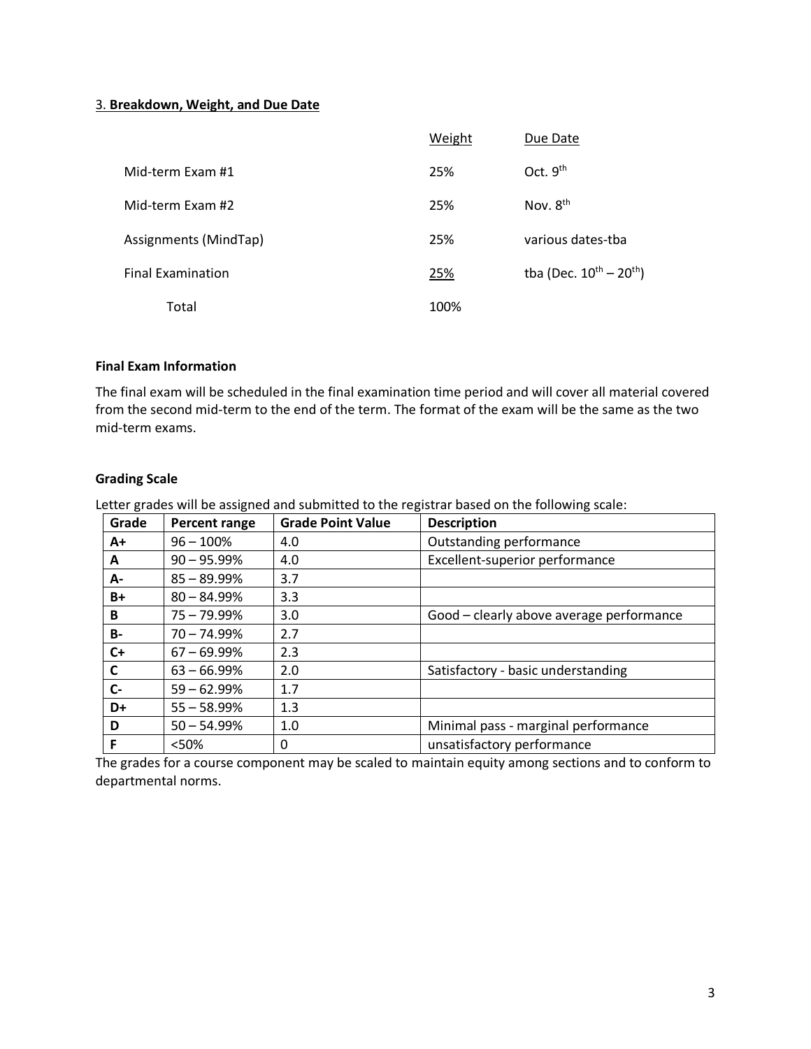### 3. **Breakdown, Weight, and Due Date**

| | Weight | Due Date |
|---|---|---|
| Mid-term Exam #1 | 25% | Oct. 9th |
| Mid-term Exam #2 | 25% | Nov. 8th |
| Assignments (MindTap) | 25% | various dates-tba |
| Final Examination | 25% | tba (Dec. 10th – 20th) |
| Total | 100% | |

**Final Exam Information**

The final exam will be scheduled in the final examination time period and will cover all material covered from the second mid-term to the end of the term. The format of the exam will be the same as the two mid-term exams.

**Grading Scale**

Letter grades will be assigned and submitted to the registrar based on the following scale:

| Grade | Percent range | Grade Point Value | Description |
|---|---|---|---|
| **A+** | 96 – 100% | 4.0 | Outstanding performance |
| **A** | 90 – 95.99% | 4.0 | Excellent-superior performance |
| **A-** | 85 – 89.99% | 3.7 | |
| **B+** | 80 – 84.99% | 3.3 | |
| **B** | 75 – 79.99% | 3.0 | Good – clearly above average performance |
| **B-** | 70 – 74.99% | 2.7 | |
| **C+** | 67 – 69.99% | 2.3 | |
| **C** | 63 – 66.99% | 2.0 | Satisfactory - basic understanding |
| **C-** | 59 – 62.99% | 1.7 | |
| **D+** | 55 – 58.99% | 1.3 | |
| **D** | 50 – 54.99% | 1.0 | Minimal pass - marginal performance |
| **F** | <50% | 0 | unsatisfactory performance |

The grades for a course component may be scaled to maintain equity among sections and to conform to departmental norms.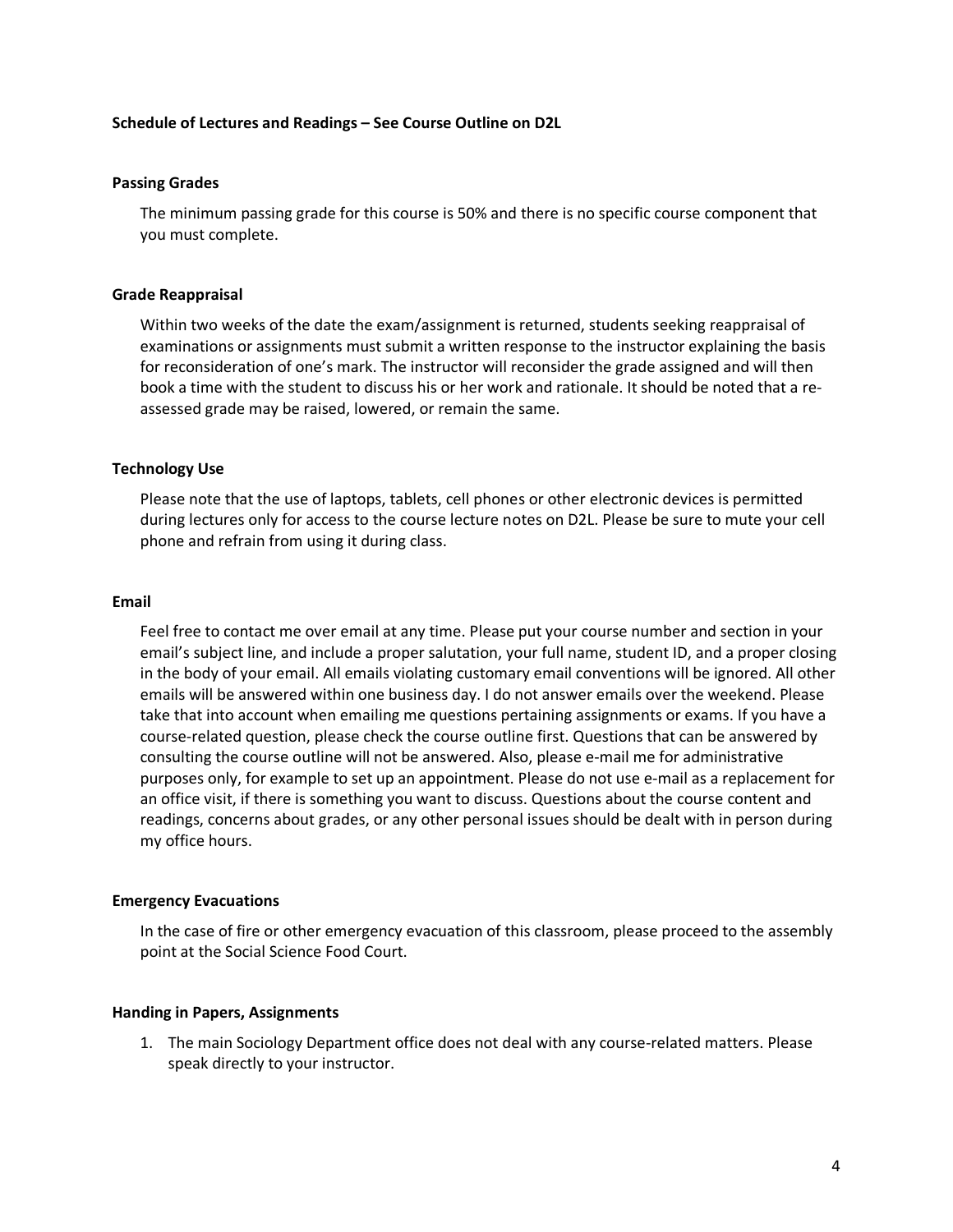**Schedule of Lectures and Readings – See Course Outline on D2L**

**Passing Grades**

The minimum passing grade for this course is 50% and there is no specific course component that you must complete.

**Grade Reappraisal**

Within two weeks of the date the exam/assignment is returned, students seeking reappraisal of examinations or assignments must submit a written response to the instructor explaining the basis for reconsideration of one's mark. The instructor will reconsider the grade assigned and will then book a time with the student to discuss his or her work and rationale. It should be noted that a re-assessed grade may be raised, lowered, or remain the same.

**Technology Use**

Please note that the use of laptops, tablets, cell phones or other electronic devices is permitted during lectures only for access to the course lecture notes on D2L. Please be sure to mute your cell phone and refrain from using it during class.

**Email**

Feel free to contact me over email at any time. Please put your course number and section in your email's subject line, and include a proper salutation, your full name, student ID, and a proper closing in the body of your email. All emails violating customary email conventions will be ignored. All other emails will be answered within one business day. I do not answer emails over the weekend. Please take that into account when emailing me questions pertaining assignments or exams. If you have a course-related question, please check the course outline first. Questions that can be answered by consulting the course outline will not be answered. Also, please e-mail me for administrative purposes only, for example to set up an appointment. Please do not use e-mail as a replacement for an office visit, if there is something you want to discuss. Questions about the course content and readings, concerns about grades, or any other personal issues should be dealt with in person during my office hours.

**Emergency Evacuations**

In the case of fire or other emergency evacuation of this classroom, please proceed to the assembly point at the Social Science Food Court.

**Handing in Papers, Assignments**

1. The main Sociology Department office does not deal with any course-related matters. Please speak directly to your instructor.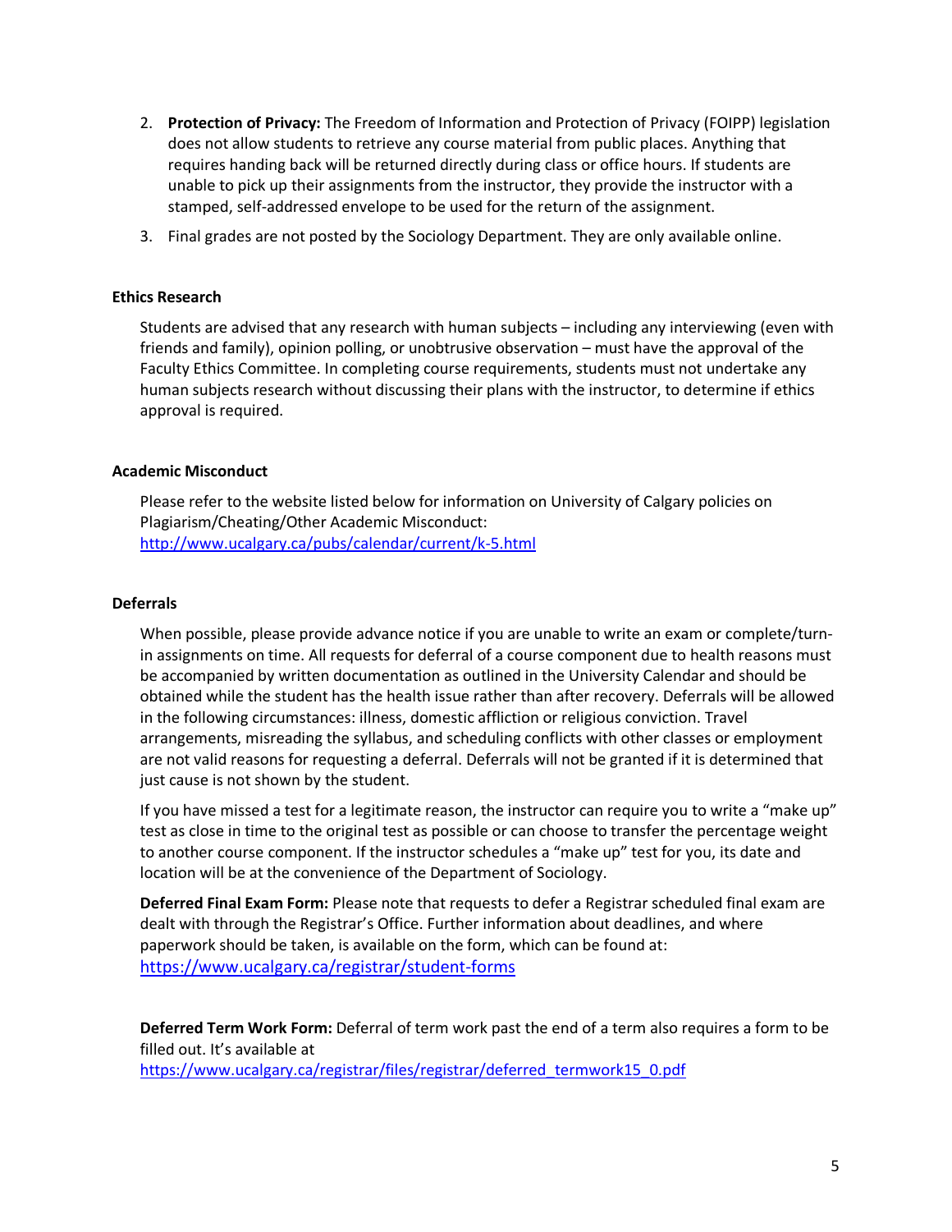2. **Protection of Privacy:** The Freedom of Information and Protection of Privacy (FOIPP) legislation does not allow students to retrieve any course material from public places. Anything that requires handing back will be returned directly during class or office hours. If students are unable to pick up their assignments from the instructor, they provide the instructor with a stamped, self-addressed envelope to be used for the return of the assignment.
3. Final grades are not posted by the Sociology Department. They are only available online.

### Ethics Research

Students are advised that any research with human subjects – including any interviewing (even with friends and family), opinion polling, or unobtrusive observation – must have the approval of the Faculty Ethics Committee. In completing course requirements, students must not undertake any human subjects research without discussing their plans with the instructor, to determine if ethics approval is required.

### Academic Misconduct

Please refer to the website listed below for information on University of Calgary policies on Plagiarism/Cheating/Other Academic Misconduct:
http://www.ucalgary.ca/pubs/calendar/current/k-5.html

### Deferrals

When possible, please provide advance notice if you are unable to write an exam or complete/turn-in assignments on time. All requests for deferral of a course component due to health reasons must be accompanied by written documentation as outlined in the University Calendar and should be obtained while the student has the health issue rather than after recovery. Deferrals will be allowed in the following circumstances: illness, domestic affliction or religious conviction. Travel arrangements, misreading the syllabus, and scheduling conflicts with other classes or employment are not valid reasons for requesting a deferral. Deferrals will not be granted if it is determined that just cause is not shown by the student.

If you have missed a test for a legitimate reason, the instructor can require you to write a "make up" test as close in time to the original test as possible or can choose to transfer the percentage weight to another course component. If the instructor schedules a "make up" test for you, its date and location will be at the convenience of the Department of Sociology.

**Deferred Final Exam Form:** Please note that requests to defer a Registrar scheduled final exam are dealt with through the Registrar's Office. Further information about deadlines, and where paperwork should be taken, is available on the form, which can be found at:
https://www.ucalgary.ca/registrar/student-forms

**Deferred Term Work Form:** Deferral of term work past the end of a term also requires a form to be filled out. It's available at
https://www.ucalgary.ca/registrar/files/registrar/deferred_termwork15_0.pdf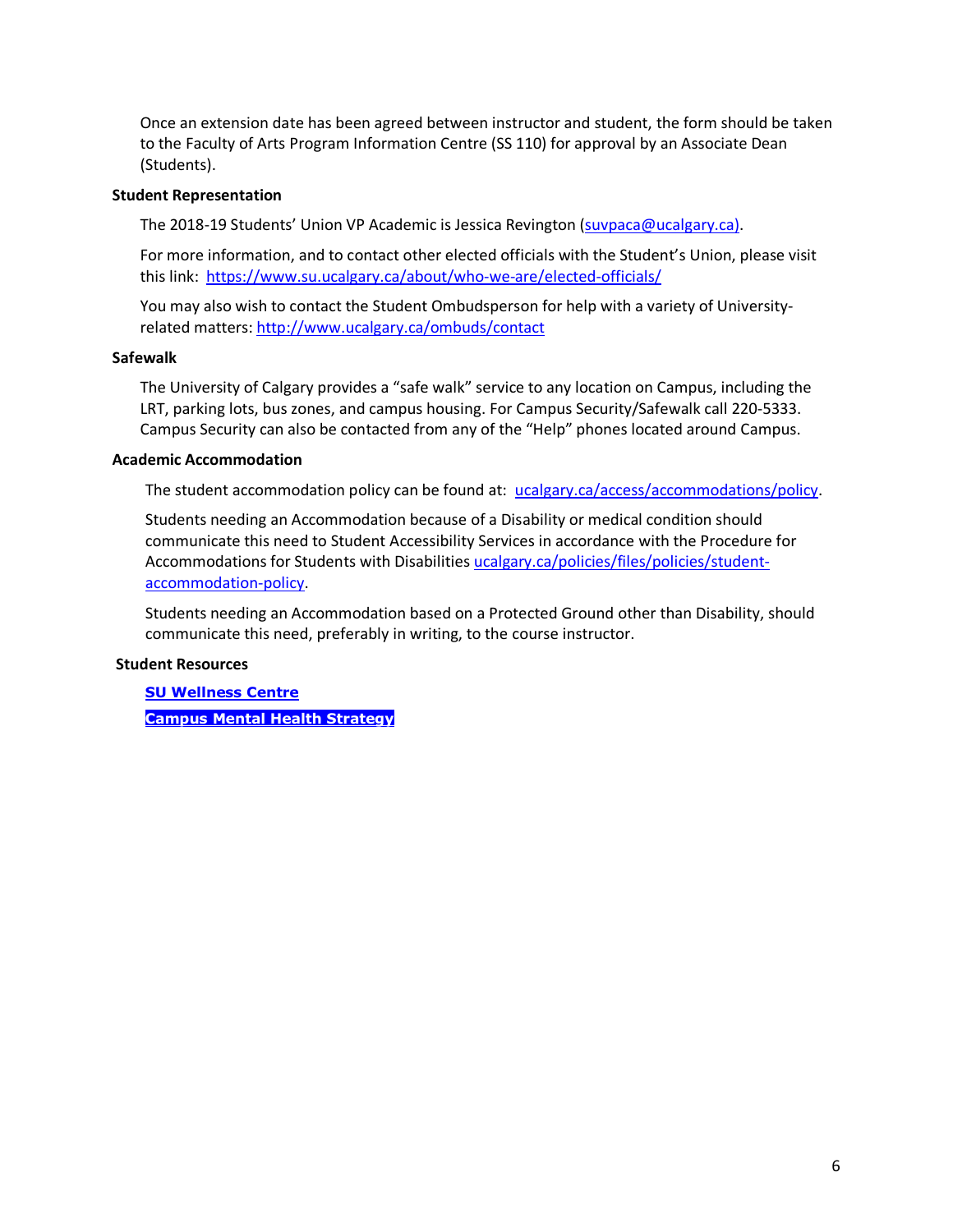Once an extension date has been agreed between instructor and student, the form should be taken to the Faculty of Arts Program Information Centre (SS 110) for approval by an Associate Dean (Students).

**Student Representation**

The 2018-19 Students' Union VP Academic is Jessica Revington (suvpaca@ucalgary.ca).

For more information, and to contact other elected officials with the Student's Union, please visit this link: https://www.su.ucalgary.ca/about/who-we-are/elected-officials/

You may also wish to contact the Student Ombudsperson for help with a variety of University-related matters: http://www.ucalgary.ca/ombuds/contact

**Safewalk**

The University of Calgary provides a "safe walk" service to any location on Campus, including the LRT, parking lots, bus zones, and campus housing. For Campus Security/Safewalk call 220-5333. Campus Security can also be contacted from any of the "Help" phones located around Campus.

**Academic Accommodation**

The student accommodation policy can be found at: ucalgary.ca/access/accommodations/policy.

Students needing an Accommodation because of a Disability or medical condition should communicate this need to Student Accessibility Services in accordance with the Procedure for Accommodations for Students with Disabilities ucalgary.ca/policies/files/policies/student-accommodation-policy.

Students needing an Accommodation based on a Protected Ground other than Disability, should communicate this need, preferably in writing, to the course instructor.

**Student Resources**

**SU Wellness Centre**

**Campus Mental Health Strategy**